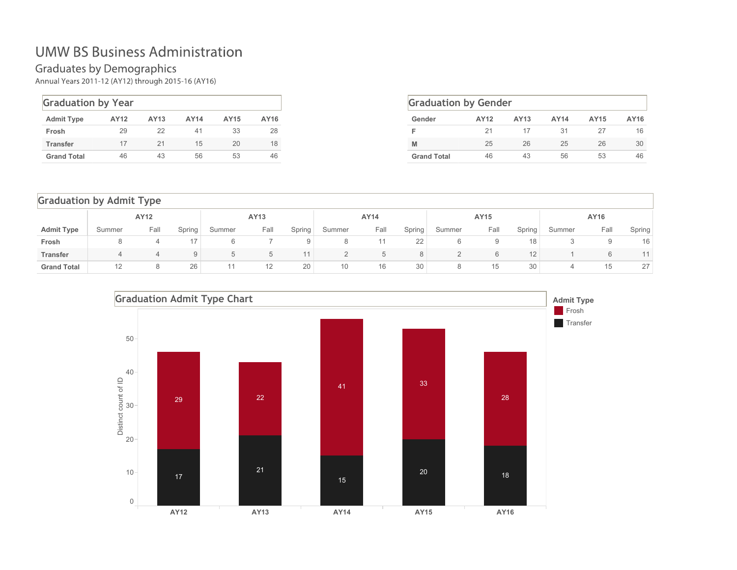# UMW BS Business Administration

## Graduates by Demographics

Annual Years 2011-12 (AY12) through 2015-16 (AY16)

### Graduation by Year

| Admit Type | AY12 | AY13 | AY14 | AY15 | AY16 |
|---|---|---|---|---|---|
| Frosh | 29 | 22 | 41 | 33 | 28 |
| Transfer | 17 | 21 | 15 | 20 | 18 |
| Grand Total | 46 | 43 | 56 | 53 | 46 |

### Graduation by Gender

| Gender | AY12 | AY13 | AY14 | AY15 | AY16 |
|---|---|---|---|---|---|
| F | 21 | 17 | 31 | 27 | 16 |
| M | 25 | 26 | 25 | 26 | 30 |
| Grand Total | 46 | 43 | 56 | 53 | 46 |

### Graduation by Admit Type

| | AY12 | | | AY13 | | | AY14 | | | AY15 | | | AY16 | | |
|---|---|---|---|---|---|---|---|---|---|---|---|---|---|---|---|
| Admit Type | Summer | Fall | Spring | Summer | Fall | Spring | Summer | Fall | Spring | Summer | Fall | Spring | Summer | Fall | Spring |
| Frosh | 8 | 4 | 17 | 6 | 7 | 9 | 8 | 11 | 22 | 6 | 9 | 18 | 3 | 9 | 16 |
| Transfer | 4 | 4 | 9 | 5 | 5 | 11 | 2 | 5 | 8 | 2 | 6 | 12 | 1 | 6 | 11 |
| Grand Total | 12 | 8 | 26 | 11 | 12 | 20 | 10 | 16 | 30 | 8 | 15 | 30 | 4 | 15 | 27 |

### Graduation Admit Type Chart

| Admit Type | AY12 | AY13 | AY14 | AY15 | AY16 |
|---|---|---|---|---|---|
| Frosh | 29 | 22 | 41 | 33 | 28 |
| Transfer | 17 | 21 | 15 | 20 | 18 |

Y-axis: Distinct count of ID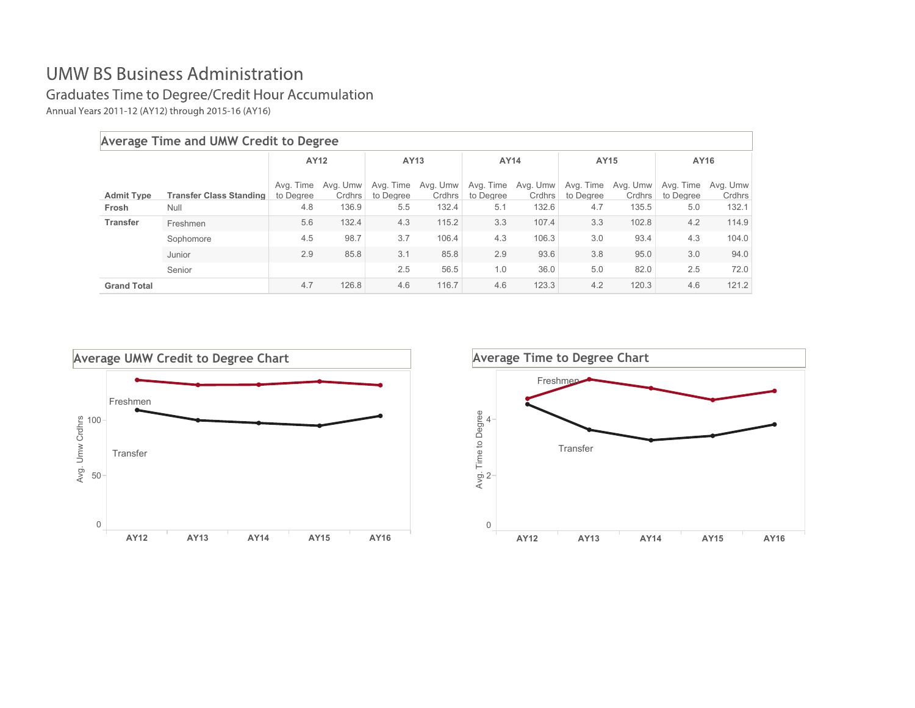# UMW BS Business Administration

## Graduates Time to Degree/Credit Hour Accumulation

Annual Years 2011-12 (AY12) through 2015-16 (AY16)

### Average Time and UMW Credit to Degree

| | | AY12 | | AY13 | | AY14 | | AY15 | | AY16 | |
|---|---|---|---|---|---|---|---|---|---|---|---|
| **Admit Type** | **Transfer Class Standing** | Avg. Time to Degree | Avg. Umw Crdhrs | Avg. Time to Degree | Avg. Umw Crdhrs | Avg. Time to Degree | Avg. Umw Crdhrs | Avg. Time to Degree | Avg. Umw Crdhrs | Avg. Time to Degree | Avg. Umw Crdhrs |
| **Frosh** | Null | 4.8 | 136.9 | 5.5 | 132.4 | 5.1 | 132.6 | 4.7 | 135.5 | 5.0 | 132.1 |
| **Transfer** | Freshmen | 5.6 | 132.4 | 4.3 | 115.2 | 3.3 | 107.4 | 3.3 | 102.8 | 4.2 | 114.9 |
| | Sophomore | 4.5 | 98.7 | 3.7 | 106.4 | 4.3 | 106.3 | 3.0 | 93.4 | 4.3 | 104.0 |
| | Junior | 2.9 | 85.8 | 3.1 | 85.8 | 2.9 | 93.6 | 3.8 | 95.0 | 3.0 | 94.0 |
| | Senior | | | 2.5 | 56.5 | 1.0 | 36.0 | 5.0 | 82.0 | 2.5 | 72.0 |
| **Grand Total** | | 4.7 | 126.8 | 4.6 | 116.7 | 4.6 | 123.3 | 4.2 | 120.3 | 4.6 | 121.2 |

### Average UMW Credit to Degree Chart

Avg. Umw Crdhrs (0, 50, 100) by AY12, AY13, AY14, AY15, AY16 — Freshmen, Transfer

### Average Time to Degree Chart

Avg. Time to Degree (0, 2, 4) by AY12, AY13, AY14, AY15, AY16 — Freshmen, Transfer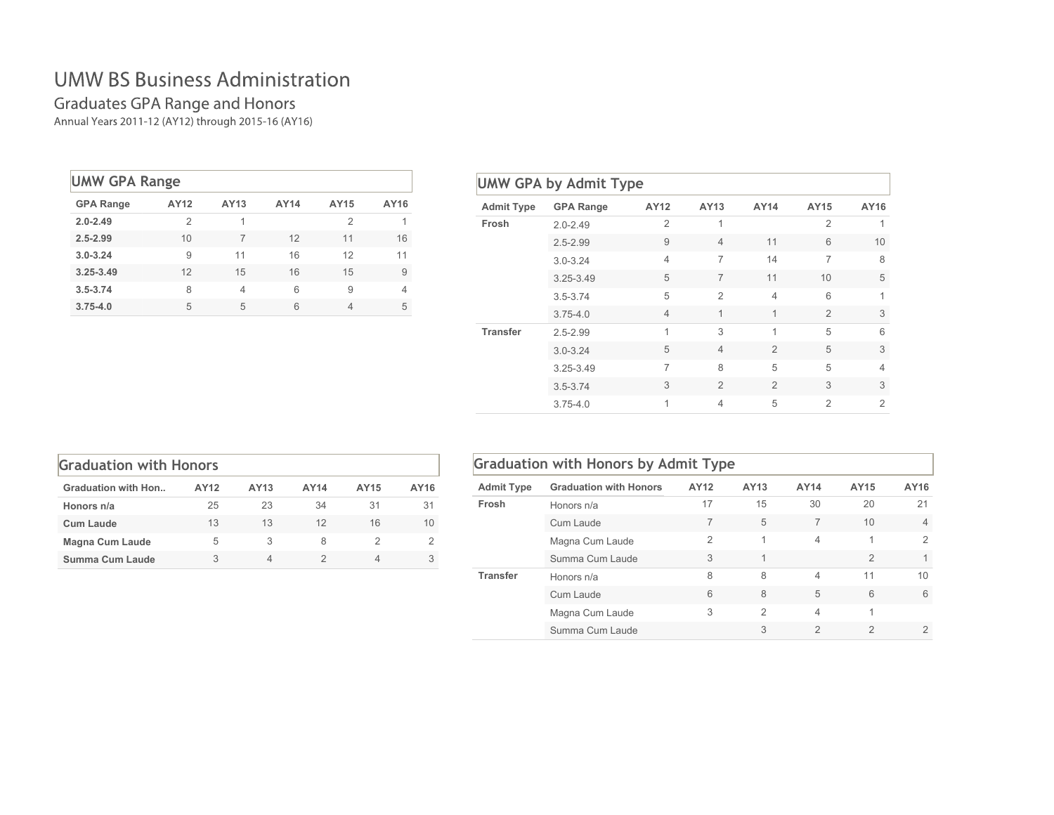# UMW BS Business Administration

## Graduates GPA Range and Honors

Annual Years 2011-12 (AY12) through 2015-16 (AY16)

### UMW GPA Range

| GPA Range | AY12 | AY13 | AY14 | AY15 | AY16 |
|---|---|---|---|---|---|
| **2.0-2.49** | 2 | 1 | | 2 | 1 |
| **2.5-2.99** | 10 | 7 | 12 | 11 | 16 |
| **3.0-3.24** | 9 | 11 | 16 | 12 | 11 |
| **3.25-3.49** | 12 | 15 | 16 | 15 | 9 |
| **3.5-3.74** | 8 | 4 | 6 | 9 | 4 |
| **3.75-4.0** | 5 | 5 | 6 | 4 | 5 |

### UMW GPA by Admit Type

| Admit Type | GPA Range | AY12 | AY13 | AY14 | AY15 | AY16 |
|---|---|---|---|---|---|---|
| **Frosh** | 2.0-2.49 | 2 | 1 | | 2 | 1 |
| | 2.5-2.99 | 9 | 4 | 11 | 6 | 10 |
| | 3.0-3.24 | 4 | 7 | 14 | 7 | 8 |
| | 3.25-3.49 | 5 | 7 | 11 | 10 | 5 |
| | 3.5-3.74 | 5 | 2 | 4 | 6 | 1 |
| | 3.75-4.0 | 4 | 1 | 1 | 2 | 3 |
| **Transfer** | 2.5-2.99 | 1 | 3 | 1 | 5 | 6 |
| | 3.0-3.24 | 5 | 4 | 2 | 5 | 3 |
| | 3.25-3.49 | 7 | 8 | 5 | 5 | 4 |
| | 3.5-3.74 | 3 | 2 | 2 | 3 | 3 |
| | 3.75-4.0 | 1 | 4 | 5 | 2 | 2 |

### Graduation with Honors

| Graduation with Hon.. | AY12 | AY13 | AY14 | AY15 | AY16 |
|---|---|---|---|---|---|
| **Honors n/a** | 25 | 23 | 34 | 31 | 31 |
| **Cum Laude** | 13 | 13 | 12 | 16 | 10 |
| **Magna Cum Laude** | 5 | 3 | 8 | 2 | 2 |
| **Summa Cum Laude** | 3 | 4 | 2 | 4 | 3 |

### Graduation with Honors by Admit Type

| Admit Type | Graduation with Honors | AY12 | AY13 | AY14 | AY15 | AY16 |
|---|---|---|---|---|---|---|
| **Frosh** | Honors n/a | 17 | 15 | 30 | 20 | 21 |
| | Cum Laude | 7 | 5 | 7 | 10 | 4 |
| | Magna Cum Laude | 2 | 1 | 4 | 1 | 2 |
| | Summa Cum Laude | 3 | 1 | | 2 | 1 |
| **Transfer** | Honors n/a | 8 | 8 | 4 | 11 | 10 |
| | Cum Laude | 6 | 8 | 5 | 6 | 6 |
| | Magna Cum Laude | 3 | 2 | 4 | 1 | |
| | Summa Cum Laude | | 3 | 2 | 2 | 2 |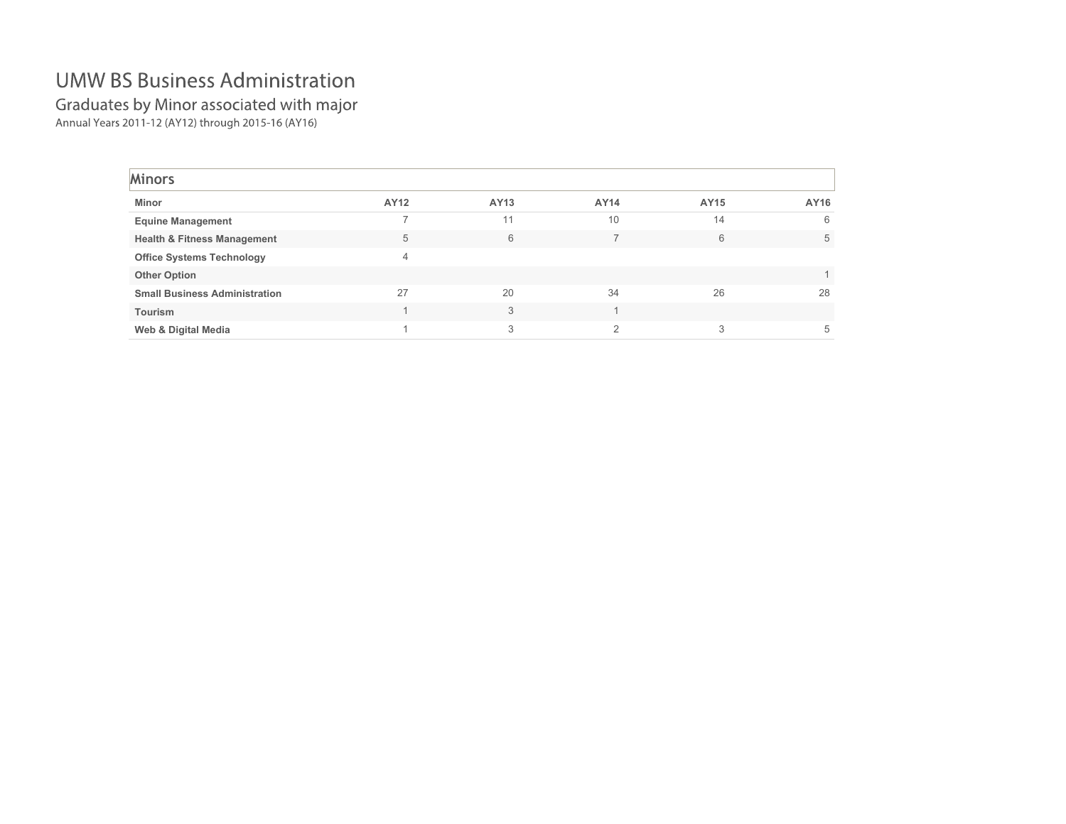# UMW BS Business Administration

## Graduates by Minor associated with major

Annual Years 2011-12 (AY12) through 2015-16 (AY16)

### Minors

| Minor | AY12 | AY13 | AY14 | AY15 | AY16 |
|---|---|---|---|---|---|
| **Equine Management** | 7 | 11 | 10 | 14 | 6 |
| **Health & Fitness Management** | 5 | 6 | 7 | 6 | 5 |
| **Office Systems Technology** | 4 | | | | |
| **Other Option** | | | | | 1 |
| **Small Business Administration** | 27 | 20 | 34 | 26 | 28 |
| **Tourism** | 1 | 3 | 1 | | |
| **Web & Digital Media** | 1 | 3 | 2 | 3 | 5 |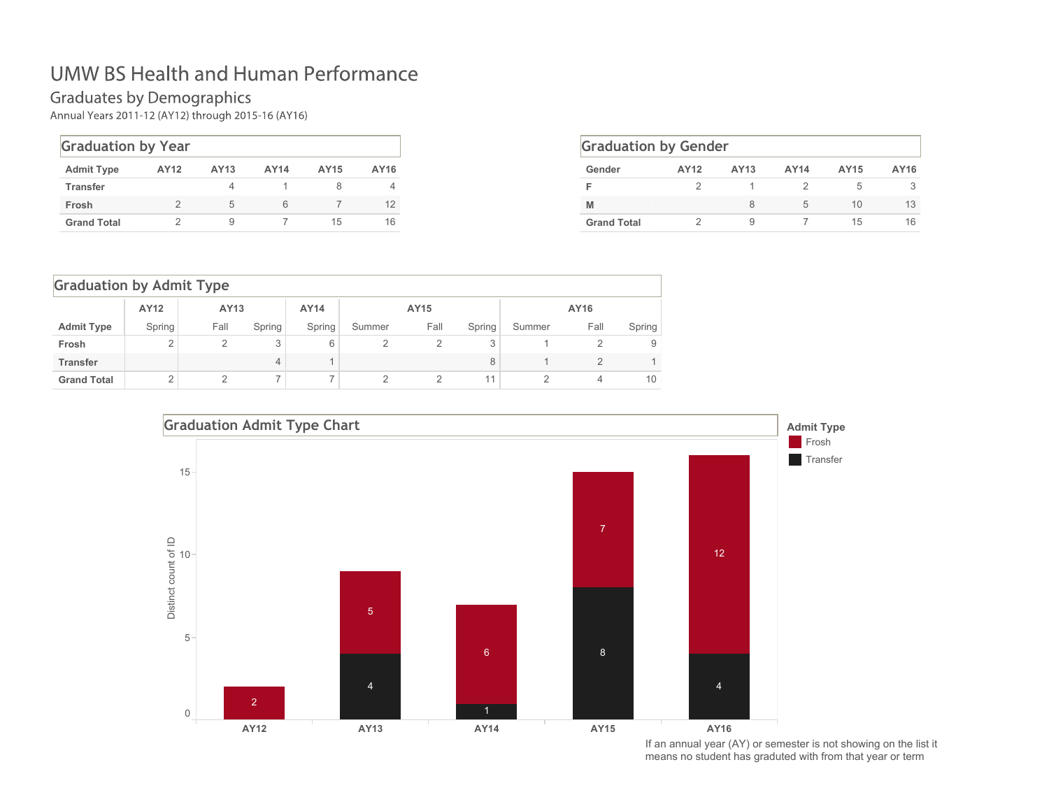# UMW BS Health and Human Performance

## Graduates by Demographics

Annual Years 2011-12 (AY12) through 2015-16 (AY16)

### Graduation by Year

| Admit Type | AY12 | AY13 | AY14 | AY15 | AY16 |
|---|---|---|---|---|---|
| Transfer | | 4 | 1 | 8 | 4 |
| Frosh | 2 | 5 | 6 | 7 | 12 |
| Grand Total | 2 | 9 | 7 | 15 | 16 |

### Graduation by Gender

| Gender | AY12 | AY13 | AY14 | AY15 | AY16 |
|---|---|---|---|---|---|
| F | 2 | 1 | 2 | 5 | 3 |
| M | | 8 | 5 | 10 | 13 |
| Grand Total | 2 | 9 | 7 | 15 | 16 |

### Graduation by Admit Type

| | AY12 | AY13 | | AY14 | AY15 | | | AY16 | | |
|---|---|---|---|---|---|---|---|---|---|---|
| Admit Type | Spring | Fall | Spring | Spring | Summer | Fall | Spring | Summer | Fall | Spring |
| Frosh | 2 | 2 | 3 | 6 | 2 | 2 | 3 | 1 | 2 | 9 |
| Transfer | | | 4 | 1 | | | 8 | 1 | 2 | 1 |
| Grand Total | 2 | 2 | 7 | 7 | 2 | 2 | 11 | 2 | 4 | 10 |

### Graduation Admit Type Chart

| Admit Type | AY12 | AY13 | AY14 | AY15 | AY16 |
|---|---|---|---|---|---|
| Frosh | 2 | 5 | 6 | 7 | 12 |
| Transfer | | 4 | 1 | 8 | 4 |

If an annual year (AY) or semester is not showing on the list it means no student has graduted with from that year or term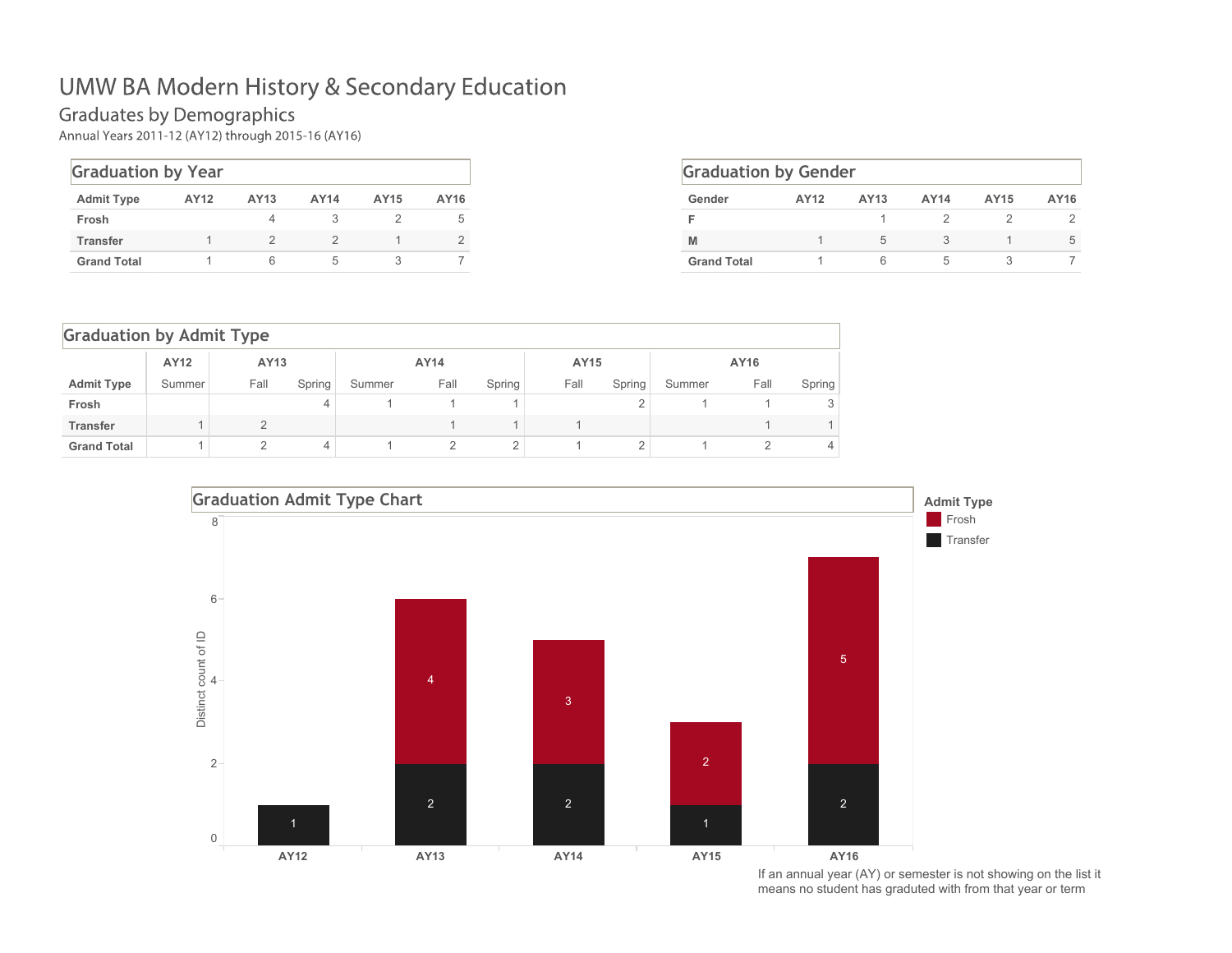# UMW BA Modern History & Secondary Education

## Graduates by Demographics

Annual Years 2011-12 (AY12) through 2015-16 (AY16)

### Graduation by Year

| Admit Type | AY12 | AY13 | AY14 | AY15 | AY16 |
|---|---|---|---|---|---|
| Frosh | | 4 | 3 | 2 | 5 |
| Transfer | 1 | 2 | 2 | 1 | 2 |
| Grand Total | 1 | 6 | 5 | 3 | 7 |

### Graduation by Gender

| Gender | AY12 | AY13 | AY14 | AY15 | AY16 |
|---|---|---|---|---|---|
| F | | 1 | 2 | 2 | 2 |
| M | 1 | 5 | 3 | 1 | 5 |
| Grand Total | 1 | 6 | 5 | 3 | 7 |

### Graduation by Admit Type

| | AY12 | AY13 | | AY14 | | | AY15 | | AY16 | | |
|---|---|---|---|---|---|---|---|---|---|---|---|
| Admit Type | Summer | Fall | Spring | Summer | Fall | Spring | Fall | Spring | Summer | Fall | Spring |
| Frosh | | | 4 | 1 | 1 | 1 | | 2 | 1 | 1 | 3 |
| Transfer | 1 | 2 | | | 1 | 1 | 1 | | | 1 | 1 |
| Grand Total | 1 | 2 | 4 | 1 | 2 | 2 | 1 | 2 | 1 | 2 | 4 |

### Graduation Admit Type Chart

| Distinct count of ID | AY12 | AY13 | AY14 | AY15 | AY16 |
|---|---|---|---|---|---|
| Frosh | | 4 | 3 | 2 | 5 |
| Transfer | 1 | 2 | 2 | 1 | 2 |

If an annual year (AY) or semester is not showing on the list it means no student has graduated with from that year or term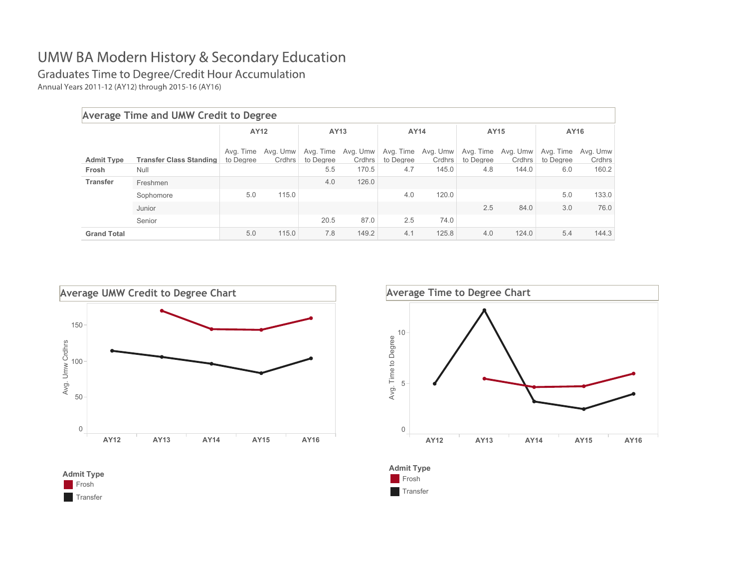# UMW BA Modern History & Secondary Education

## Graduates Time to Degree/Credit Hour Accumulation

Annual Years 2011-12 (AY12) through 2015-16 (AY16)

### Average Time and UMW Credit to Degree

| | | AY12 | | AY13 | | AY14 | | AY15 | | AY16 | |
|---|---|---|---|---|---|---|---|---|---|---|---|
| **Admit Type** | **Transfer Class Standing** | Avg. Time to Degree | Avg. Umw Crdhrs | Avg. Time to Degree | Avg. Umw Crdhrs | Avg. Time to Degree | Avg. Umw Crdhrs | Avg. Time to Degree | Avg. Umw Crdhrs | Avg. Time to Degree | Avg. Umw Crdhrs |
| **Frosh** | Null | | | 5.5 | 170.5 | 4.7 | 145.0 | 4.8 | 144.0 | 6.0 | 160.2 |
| **Transfer** | Freshmen | | | 4.0 | 126.0 | | | | | | |
| | Sophomore | 5.0 | 115.0 | | | 4.0 | 120.0 | | | 5.0 | 133.0 |
| | Junior | | | | | | | 2.5 | 84.0 | 3.0 | 76.0 |
| | Senior | | | 20.5 | 87.0 | 2.5 | 74.0 | | | | |
| **Grand Total** | | 5.0 | 115.0 | 7.8 | 149.2 | 4.1 | 125.8 | 4.0 | 124.0 | 5.4 | 144.3 |

### Average UMW Credit to Degree Chart

Admit Type: Frosh, Transfer

### Average Time to Degree Chart

Admit Type: Frosh, Transfer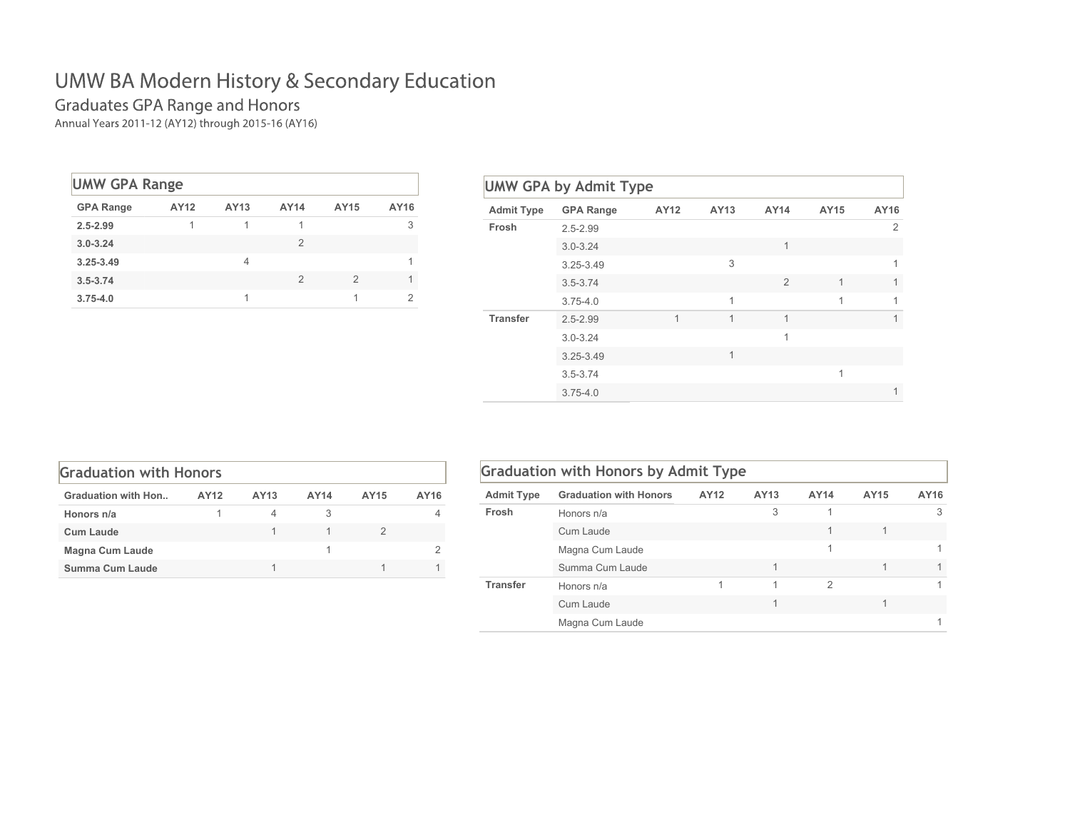# UMW BA Modern History & Secondary Education

## Graduates GPA Range and Honors

Annual Years 2011-12 (AY12) through 2015-16 (AY16)

### UMW GPA Range

| GPA Range | AY12 | AY13 | AY14 | AY15 | AY16 |
|---|---|---|---|---|---|
| 2.5-2.99 | 1 | 1 | 1 | | 3 |
| 3.0-3.24 | | | 2 | | |
| 3.25-3.49 | | 4 | | | 1 |
| 3.5-3.74 | | | 2 | 2 | 1 |
| 3.75-4.0 | | 1 | | 1 | 2 |

### UMW GPA by Admit Type

| Admit Type | GPA Range | AY12 | AY13 | AY14 | AY15 | AY16 |
|---|---|---|---|---|---|---|
| Frosh | 2.5-2.99 | | | | | 2 |
| | 3.0-3.24 | | | 1 | | |
| | 3.25-3.49 | | 3 | | | 1 |
| | 3.5-3.74 | | | 2 | 1 | 1 |
| | 3.75-4.0 | | 1 | | 1 | 1 |
| Transfer | 2.5-2.99 | 1 | 1 | 1 | | 1 |
| | 3.0-3.24 | | | 1 | | |
| | 3.25-3.49 | | 1 | | | |
| | 3.5-3.74 | | | | 1 | |
| | 3.75-4.0 | | | | | 1 |

### Graduation with Honors

| Graduation with Hon.. | AY12 | AY13 | AY14 | AY15 | AY16 |
|---|---|---|---|---|---|
| Honors n/a | 1 | 4 | 3 | | 4 |
| Cum Laude | | 1 | 1 | 2 | |
| Magna Cum Laude | | | 1 | | 2 |
| Summa Cum Laude | | 1 | | 1 | 1 |

### Graduation with Honors by Admit Type

| Admit Type | Graduation with Honors | AY12 | AY13 | AY14 | AY15 | AY16 |
|---|---|---|---|---|---|---|
| Frosh | Honors n/a | | 3 | 1 | | 3 |
| | Cum Laude | | | 1 | 1 | |
| | Magna Cum Laude | | | 1 | | 1 |
| | Summa Cum Laude | | 1 | | 1 | 1 |
| Transfer | Honors n/a | 1 | 1 | 2 | | 1 |
| | Cum Laude | | 1 | | 1 | |
| | Magna Cum Laude | | | | | 1 |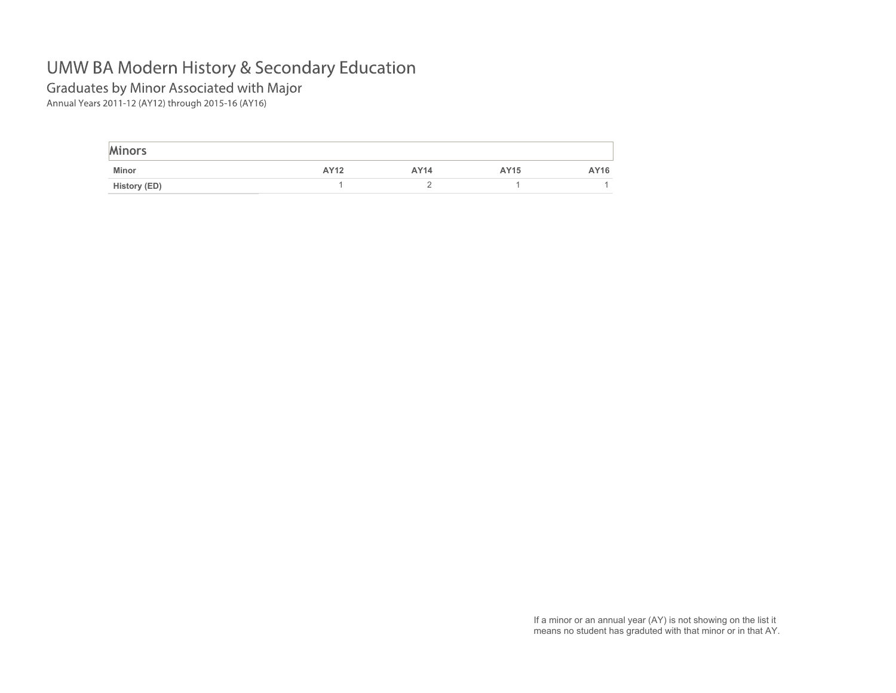# UMW BA Modern History & Secondary Education

## Graduates by Minor Associated with Major

Annual Years 2011-12 (AY12) through 2015-16 (AY16)

### Minors

| Minor | AY12 | AY14 | AY15 | AY16 |
|---|---|---|---|---|
| History (ED) | 1 | 2 | 1 | 1 |

If a minor or an annual year (AY) is not showing on the list it means no student has graduated with that minor or in that AY.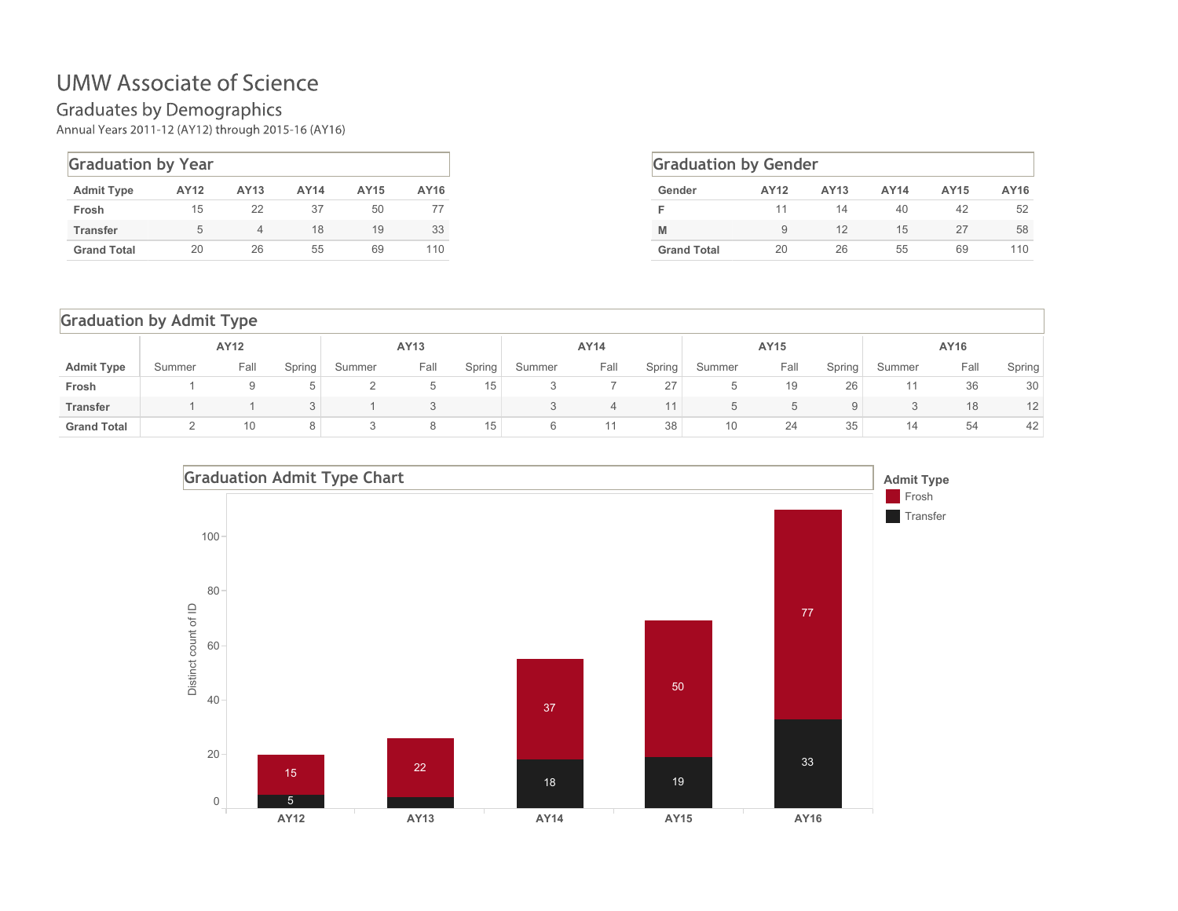# UMW Associate of Science

## Graduates by Demographics

Annual Years 2011-12 (AY12) through 2015-16 (AY16)

### Graduation by Year

| Admit Type | AY12 | AY13 | AY14 | AY15 | AY16 |
|---|---|---|---|---|---|
| Frosh | 15 | 22 | 37 | 50 | 77 |
| Transfer | 5 | 4 | 18 | 19 | 33 |
| Grand Total | 20 | 26 | 55 | 69 | 110 |

### Graduation by Gender

| Gender | AY12 | AY13 | AY14 | AY15 | AY16 |
|---|---|---|---|---|---|
| F | 11 | 14 | 40 | 42 | 52 |
| M | 9 | 12 | 15 | 27 | 58 |
| Grand Total | 20 | 26 | 55 | 69 | 110 |

### Graduation by Admit Type

| | AY12 | | | AY13 | | | AY14 | | | AY15 | | | AY16 | | |
|---|---|---|---|---|---|---|---|---|---|---|---|---|---|---|---|
| Admit Type | Summer | Fall | Spring | Summer | Fall | Spring | Summer | Fall | Spring | Summer | Fall | Spring | Summer | Fall | Spring |
| Frosh | 1 | 9 | 5 | 2 | 5 | 15 | 3 | 7 | 27 | 5 | 19 | 26 | 11 | 36 | 30 |
| Transfer | 1 | 1 | 3 | 1 | 3 | | 3 | 4 | 11 | 5 | 5 | 9 | 3 | 18 | 12 |
| Grand Total | 2 | 10 | 8 | 3 | 8 | 15 | 6 | 11 | 38 | 10 | 24 | 35 | 14 | 54 | 42 |

### Graduation Admit Type Chart

| Year | Frosh | Transfer |
|---|---|---|
| AY12 | 15 | 5 |
| AY13 | 22 | |
| AY14 | 37 | 18 |
| AY15 | 50 | 19 |
| AY16 | 77 | 33 |

Admit Type: Frosh, Transfer

Distinct count of ID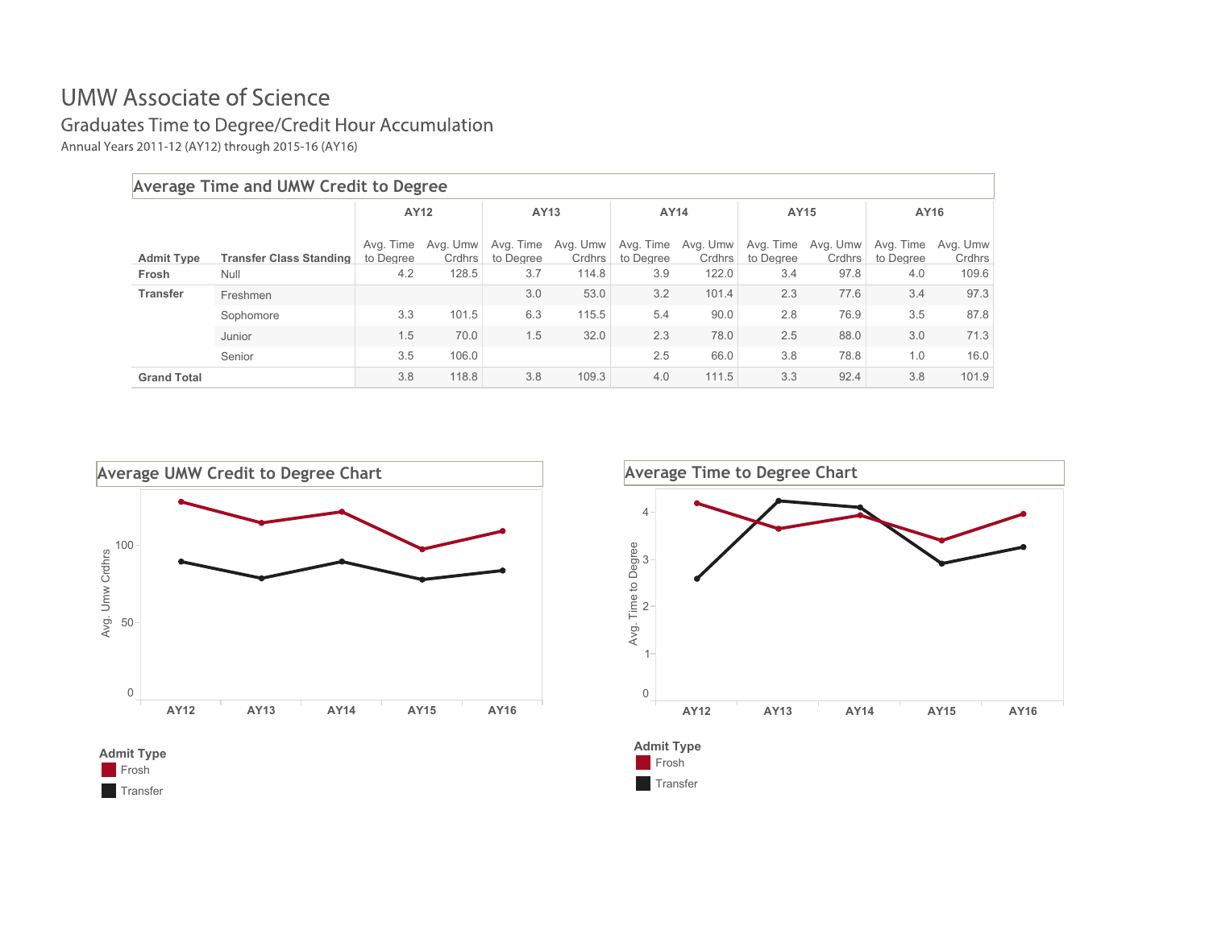# UMW Associate of Science

## Graduates Time to Degree/Credit Hour Accumulation

Annual Years 2011-12 (AY12) through 2015-16 (AY16)

### Average Time and UMW Credit to Degree

| Admit Type | Transfer Class Standing | AY12 Avg. Time to Degree | AY12 Avg. Umw Crdhrs | AY13 Avg. Time to Degree | AY13 Avg. Umw Crdhrs | AY14 Avg. Time to Degree | AY14 Avg. Umw Crdhrs | AY15 Avg. Time to Degree | AY15 Avg. Umw Crdhrs | AY16 Avg. Time to Degree | AY16 Avg. Umw Crdhrs |
|---|---|---|---|---|---|---|---|---|---|---|---|
| **Frosh** | Null | 4.2 | 128.5 | 3.7 | 114.8 | 3.9 | 122.0 | 3.4 | 97.8 | 4.0 | 109.6 |
| **Transfer** | Freshmen | | | 3.0 | 53.0 | 3.2 | 101.4 | 2.3 | 77.6 | 3.4 | 97.3 |
| | Sophomore | 3.3 | 101.5 | 6.3 | 115.5 | 5.4 | 90.0 | 2.8 | 76.9 | 3.5 | 87.8 |
| | Junior | 1.5 | 70.0 | 1.5 | 32.0 | 2.3 | 78.0 | 2.5 | 88.0 | 3.0 | 71.3 |
| | Senior | 3.5 | 106.0 | | | 2.5 | 66.0 | 3.8 | 78.8 | 1.0 | 16.0 |
| **Grand Total** | | 3.8 | 118.8 | 3.8 | 109.3 | 4.0 | 111.5 | 3.3 | 92.4 | 3.8 | 101.9 |

### Average UMW Credit to Degree Chart

Admit Type: Frosh, Transfer

### Average Time to Degree Chart

Admit Type: Frosh, Transfer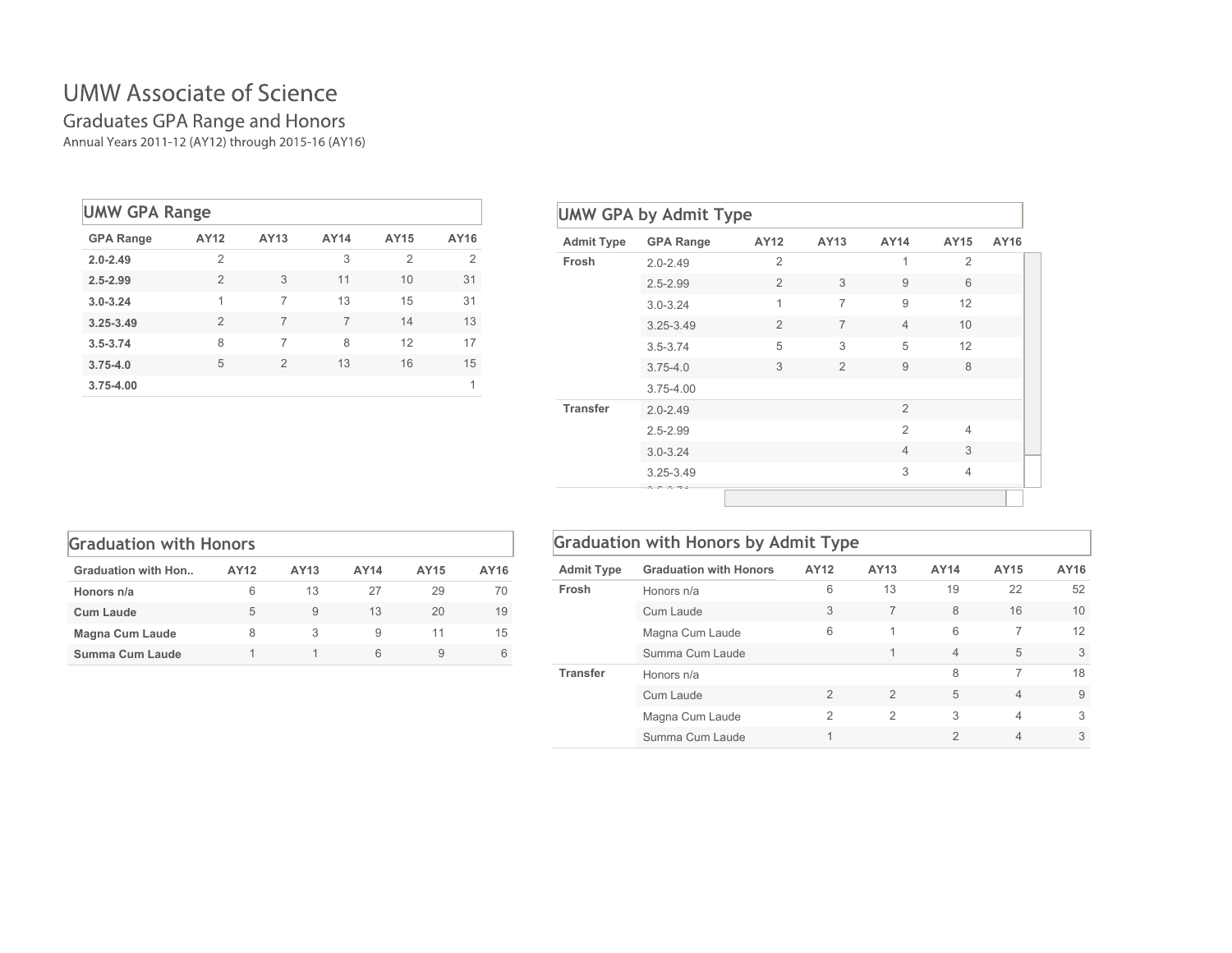# UMW Associate of Science

## Graduates GPA Range and Honors

Annual Years 2011-12 (AY12) through 2015-16 (AY16)

### UMW GPA Range

| GPA Range | AY12 | AY13 | AY14 | AY15 | AY16 |
|---|---|---|---|---|---|
| **2.0-2.49** | 2 | | 3 | 2 | 2 |
| **2.5-2.99** | 2 | 3 | 11 | 10 | 31 |
| **3.0-3.24** | 1 | 7 | 13 | 15 | 31 |
| **3.25-3.49** | 2 | 7 | 7 | 14 | 13 |
| **3.5-3.74** | 8 | 7 | 8 | 12 | 17 |
| **3.75-4.0** | 5 | 2 | 13 | 16 | 15 |
| **3.75-4.00** | | | | | 1 |

### UMW GPA by Admit Type

| Admit Type | GPA Range | AY12 | AY13 | AY14 | AY15 | AY16 |
|---|---|---|---|---|---|---|
| **Frosh** | 2.0-2.49 | 2 | | 1 | 2 | |
| | 2.5-2.99 | 2 | 3 | 9 | 6 | |
| | 3.0-3.24 | 1 | 7 | 9 | 12 | |
| | 3.25-3.49 | 2 | 7 | 4 | 10 | |
| | 3.5-3.74 | 5 | 3 | 5 | 12 | |
| | 3.75-4.0 | 3 | 2 | 9 | 8 | |
| | 3.75-4.00 | | | | | |
| **Transfer** | 2.0-2.49 | | | 2 | | |
| | 2.5-2.99 | | | 2 | 4 | |
| | 3.0-3.24 | | | 4 | 3 | |
| | 3.25-3.49 | | | 3 | 4 | |

### Graduation with Honors

| Graduation with Hon.. | AY12 | AY13 | AY14 | AY15 | AY16 |
|---|---|---|---|---|---|
| **Honors n/a** | 6 | 13 | 27 | 29 | 70 |
| **Cum Laude** | 5 | 9 | 13 | 20 | 19 |
| **Magna Cum Laude** | 8 | 3 | 9 | 11 | 15 |
| **Summa Cum Laude** | 1 | 1 | 6 | 9 | 6 |

### Graduation with Honors by Admit Type

| Admit Type | Graduation with Honors | AY12 | AY13 | AY14 | AY15 | AY16 |
|---|---|---|---|---|---|---|
| **Frosh** | Honors n/a | 6 | 13 | 19 | 22 | 52 |
| | Cum Laude | 3 | 7 | 8 | 16 | 10 |
| | Magna Cum Laude | 6 | 1 | 6 | 7 | 12 |
| | Summa Cum Laude | | 1 | 4 | 5 | 3 |
| **Transfer** | Honors n/a | | | 8 | 7 | 18 |
| | Cum Laude | 2 | 2 | 5 | 4 | 9 |
| | Magna Cum Laude | 2 | 2 | 3 | 4 | 3 |
| | Summa Cum Laude | 1 | | 2 | 4 | 3 |